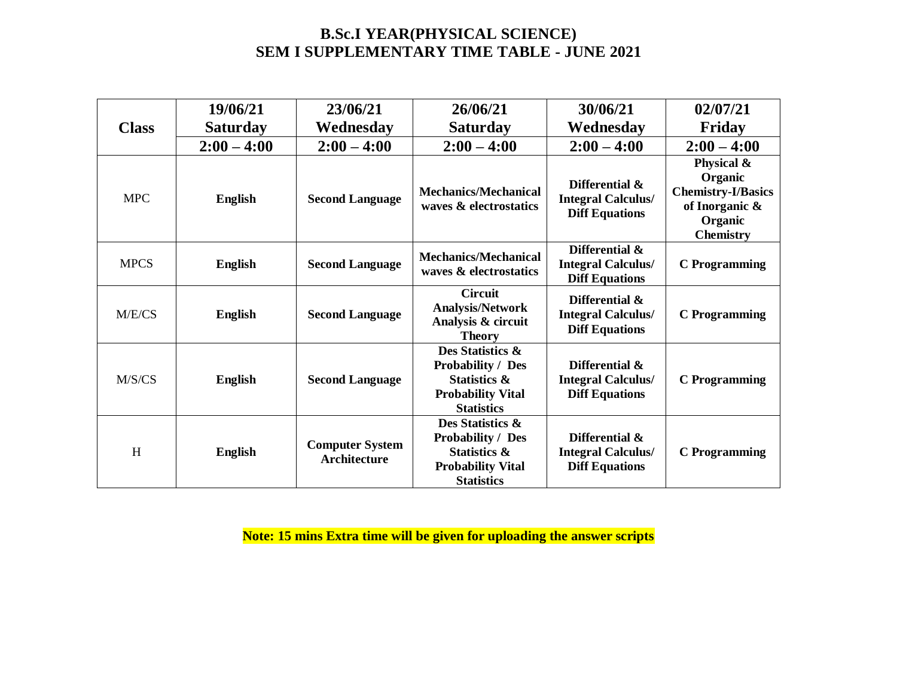# B.Sc.I YEAR(PHYSICAL SCIENCE)
# SEM I SUPPLEMENTARY TIME TABLE - JUNE 2021

| Class | 19/06/21 Saturday | 23/06/21 Wednesday | 26/06/21 Saturday | 30/06/21 Wednesday | 02/07/21 Friday |
|---|---|---|---|---|---|
| | 2:00 – 4:00 | 2:00 – 4:00 | 2:00 – 4:00 | 2:00 – 4:00 | 2:00 – 4:00 |
| MPC | **English** | **Second Language** | **Mechanics/Mechanical waves & electrostatics** | **Differential & Integral Calculus/ Diff Equations** | **Physical & Organic Chemistry-I/Basics of Inorganic & Organic Chemistry** |
| MPCS | **English** | **Second Language** | **Mechanics/Mechanical waves & electrostatics** | **Differential & Integral Calculus/ Diff Equations** | **C Programming** |
| M/E/CS | **English** | **Second Language** | **Circuit Analysis/Network Analysis & circuit Theory** | **Differential & Integral Calculus/ Diff Equations** | **C Programming** |
| M/S/CS | **English** | **Second Language** | **Des Statistics & Probability / Des Statistics & Probability Vital Statistics** | **Differential & Integral Calculus/ Diff Equations** | **C Programming** |
| H | **English** | **Computer System Architecture** | **Des Statistics & Probability / Des Statistics & Probability Vital Statistics** | **Differential & Integral Calculus/ Diff Equations** | **C Programming** |

**Note: 15 mins Extra time will be given for uploading the answer scripts**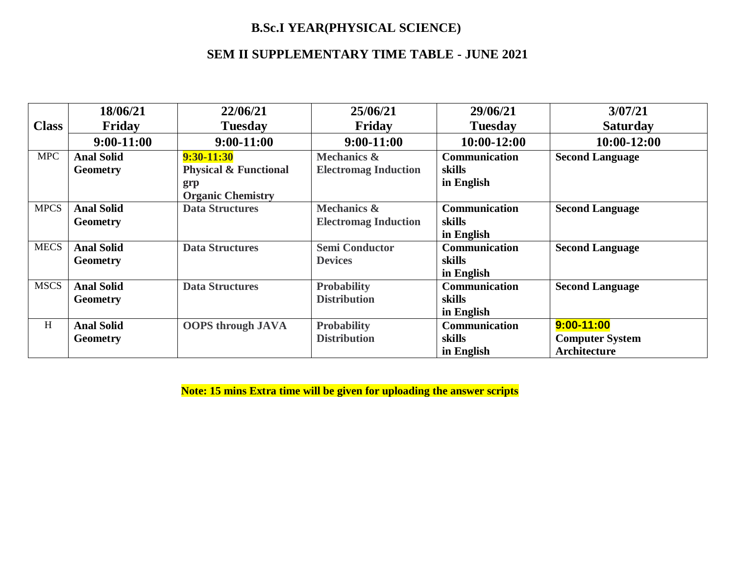**B.Sc.I YEAR(PHYSICAL SCIENCE)**

**SEM II SUPPLEMENTARY TIME TABLE - JUNE 2021**

| Class | 18/06/21 Friday | 22/06/21 Tuesday | 25/06/21 Friday | 29/06/21 Tuesday | 3/07/21 Saturday |
|---|---|---|---|---|---|
| | 9:00-11:00 | 9:00-11:00 | 9:00-11:00 | 10:00-12:00 | 10:00-12:00 |
| MPC | Anal Solid Geometry | 9:30-11:30 Physical & Functional grp Organic Chemistry | Mechanics & Electromag Induction | Communication skills in English | Second Language |
| MPCS | Anal Solid Geometry | Data Structures | Mechanics & Electromag Induction | Communication skills in English | Second Language |
| MECS | Anal Solid Geometry | Data Structures | Semi Conductor Devices | Communication skills in English | Second Language |
| MSCS | Anal Solid Geometry | Data Structures | Probability Distribution | Communication skills in English | Second Language |
| H | Anal Solid Geometry | OOPS through JAVA | Probability Distribution | Communication skills in English | 9:00-11:00 Computer System Architecture |

**Note: 15 mins Extra time will be given for uploading the answer scripts**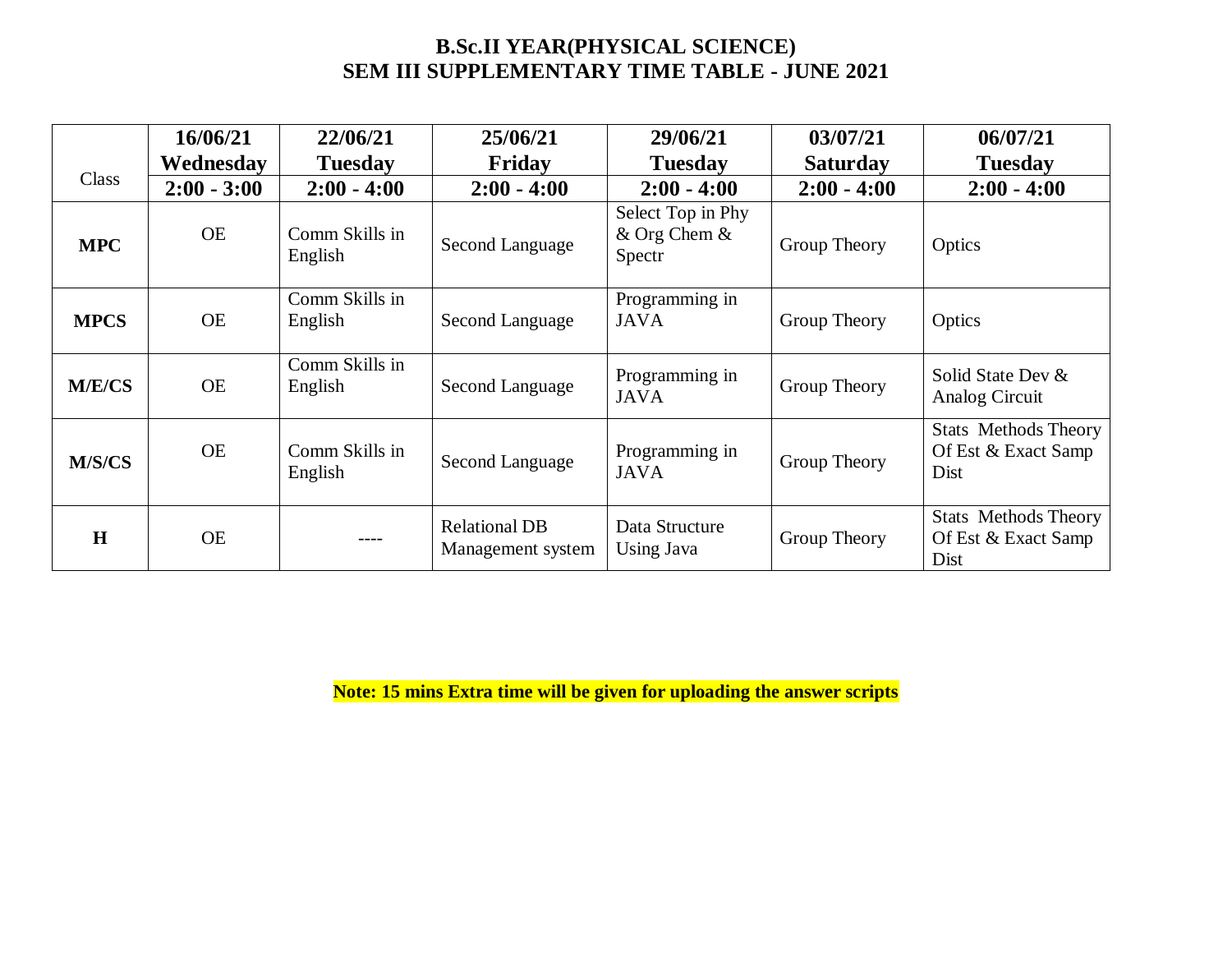# B.Sc.II YEAR(PHYSICAL SCIENCE)
# SEM III SUPPLEMENTARY TIME TABLE - JUNE 2021

| Class | 16/06/21 Wednesday | 22/06/21 Tuesday | 25/06/21 Friday | 29/06/21 Tuesday | 03/07/21 Saturday | 06/07/21 Tuesday |
|---|---|---|---|---|---|---|
| | **2:00 - 3:00** | **2:00 - 4:00** | **2:00 - 4:00** | **2:00 - 4:00** | **2:00 - 4:00** | **2:00 - 4:00** |
| **MPC** | OE | Comm Skills in English | Second Language | Select Top in Phy & Org Chem & Spectr | Group Theory | Optics |
| **MPCS** | OE | Comm Skills in English | Second Language | Programming in JAVA | Group Theory | Optics |
| **M/E/CS** | OE | Comm Skills in English | Second Language | Programming in JAVA | Group Theory | Solid State Dev & Analog Circuit |
| **M/S/CS** | OE | Comm Skills in English | Second Language | Programming in JAVA | Group Theory | Stats Methods Theory Of Est & Exact Samp Dist |
| **H** | OE | ---- | Relational DB Management system | Data Structure Using Java | Group Theory | Stats Methods Theory Of Est & Exact Samp Dist |

**Note: 15 mins Extra time will be given for uploading the answer scripts**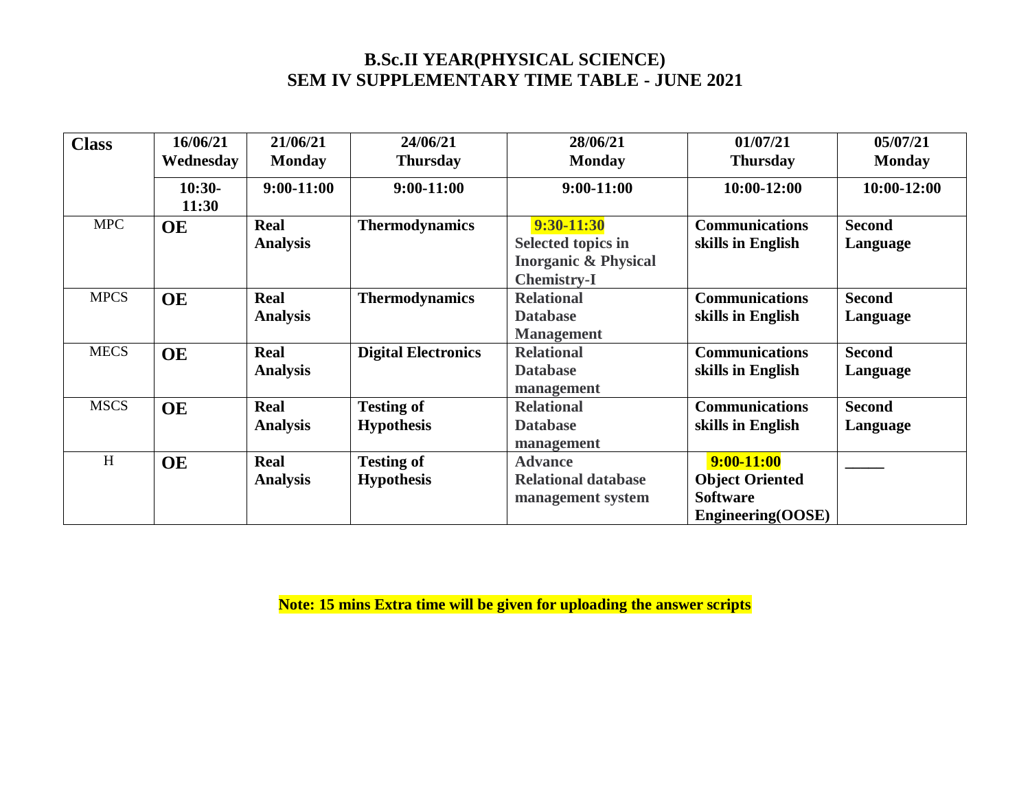# B.Sc.II YEAR(PHYSICAL SCIENCE)
## SEM IV SUPPLEMENTARY TIME TABLE - JUNE 2021

| Class | 16/06/21 Wednesday | 21/06/21 Monday | 24/06/21 Thursday | 28/06/21 Monday | 01/07/21 Thursday | 05/07/21 Monday |
|---|---|---|---|---|---|---|
| | 10:30-11:30 | 9:00-11:00 | 9:00-11:00 | 9:00-11:00 | 10:00-12:00 | 10:00-12:00 |
| MPC | **OE** | **Real Analysis** | **Thermodynamics** | **9:30-11:30** **Selected topics in Inorganic & Physical Chemistry-I** | **Communications skills in English** | **Second Language** |
| MPCS | **OE** | **Real Analysis** | **Thermodynamics** | **Relational Database Management** | **Communications skills in English** | **Second Language** |
| MECS | **OE** | **Real Analysis** | **Digital Electronics** | **Relational Database management** | **Communications skills in English** | **Second Language** |
| MSCS | **OE** | **Real Analysis** | **Testing of Hypothesis** | **Relational Database management** | **Communications skills in English** | **Second Language** |
| H | **OE** | **Real Analysis** | **Testing of Hypothesis** | **Advance Relational database management system** | **9:00-11:00** **Object Oriented Software Engineering(OOSE)** | _____ |

**Note: 15 mins Extra time will be given for uploading the answer scripts**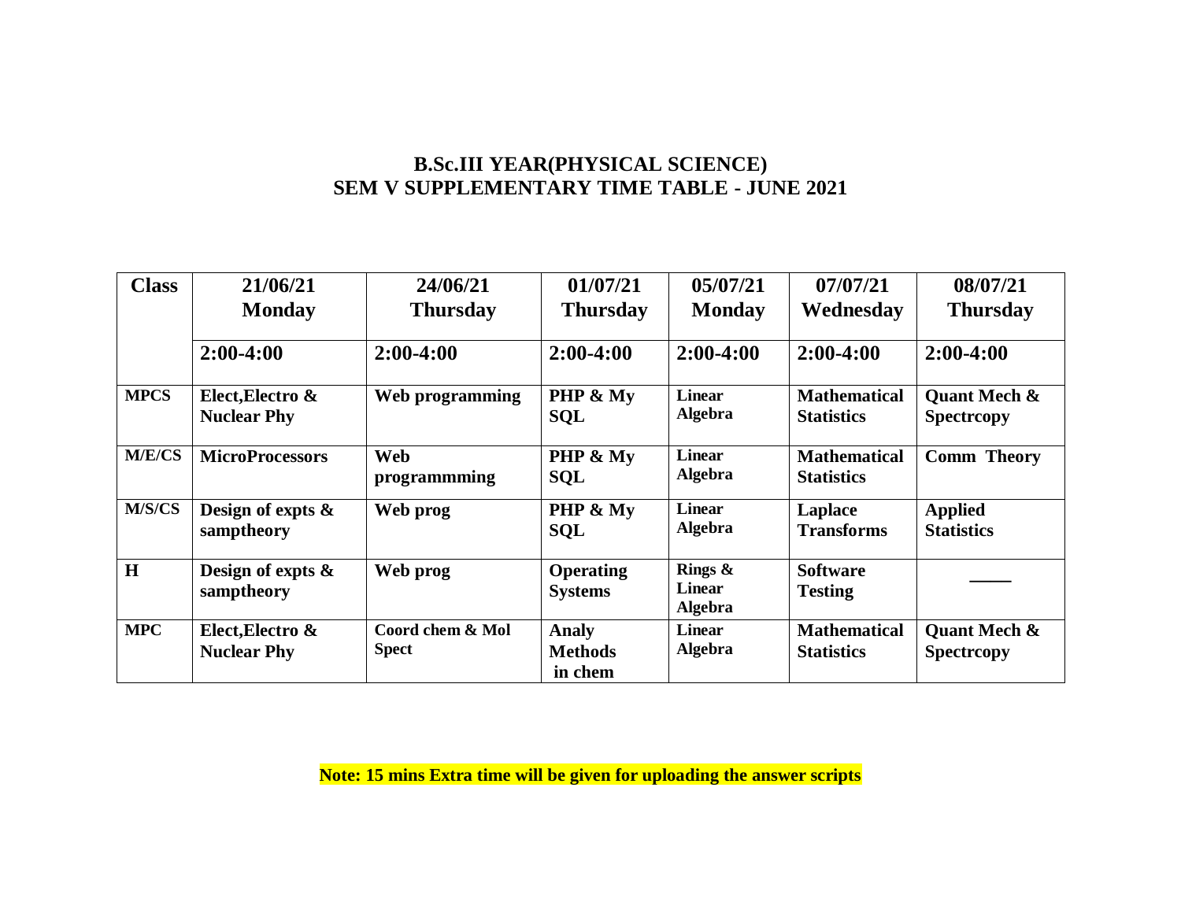**B.Sc.III YEAR(PHYSICAL SCIENCE)**
**SEM V SUPPLEMENTARY TIME TABLE - JUNE 2021**

| Class | 21/06/21 Monday | 24/06/21 Thursday | 01/07/21 Thursday | 05/07/21 Monday | 07/07/21 Wednesday | 08/07/21 Thursday |
|---|---|---|---|---|---|---|
| | 2:00-4:00 | 2:00-4:00 | 2:00-4:00 | 2:00-4:00 | 2:00-4:00 | 2:00-4:00 |
| MPCS | Elect,Electro & Nuclear Phy | Web programming | PHP & My SQL | Linear Algebra | Mathematical Statistics | Quant Mech & Spectrcopy |
| M/E/CS | MicroProcessors | Web programmming | PHP & My SQL | Linear Algebra | Mathematical Statistics | Comm Theory |
| M/S/CS | Design of expts & samptheory | Web prog | PHP & My SQL | Linear Algebra | Laplace Transforms | Applied Statistics |
| H | Design of expts & samptheory | Web prog | Operating Systems | Rings & Linear Algebra | Software Testing | _____ |
| MPC | Elect,Electro & Nuclear Phy | Coord chem & Mol Spect | Analy Methods in chem | Linear Algebra | Mathematical Statistics | Quant Mech & Spectrcopy |

**Note: 15 mins Extra time will be given for uploading the answer scripts**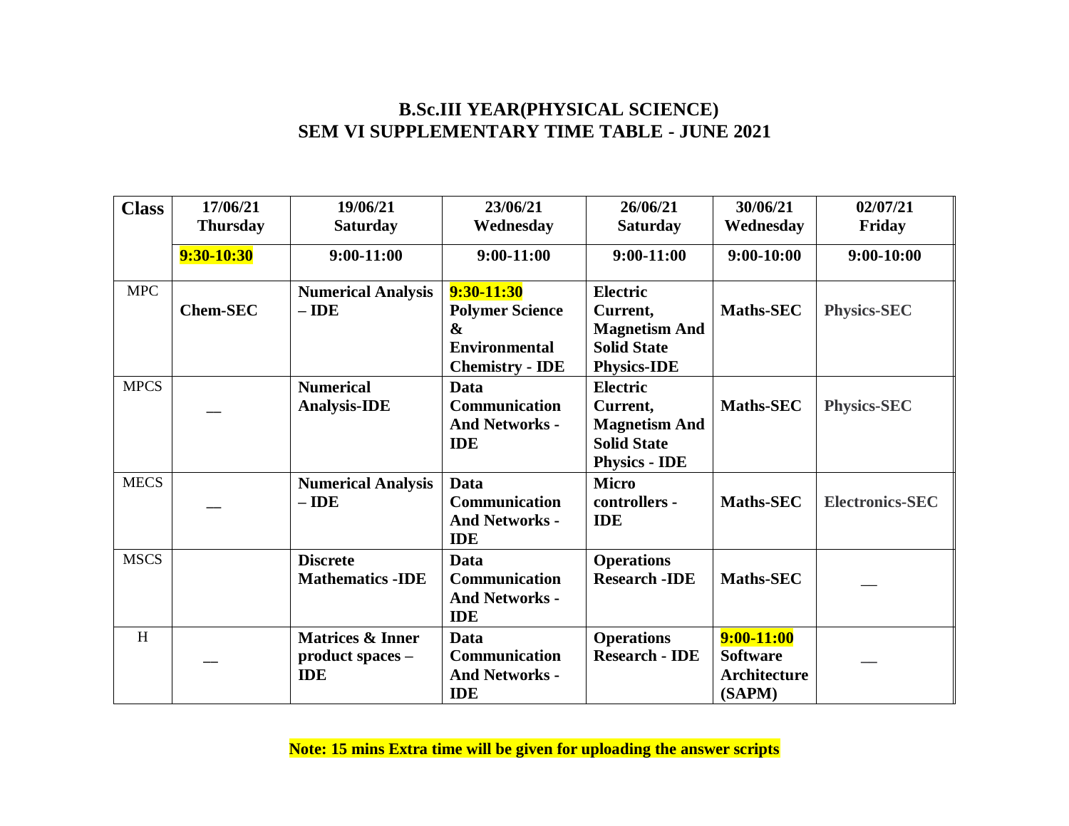## B.Sc.III YEAR(PHYSICAL SCIENCE)
## SEM VI SUPPLEMENTARY TIME TABLE - JUNE 2021

| Class | 17/06/21 Thursday | 19/06/21 Saturday | 23/06/21 Wednesday | 26/06/21 Saturday | 30/06/21 Wednesday | 02/07/21 Friday |
|---|---|---|---|---|---|---|
| | **9:30-10:30** | **9:00-11:00** | **9:00-11:00** | **9:00-11:00** | **9:00-10:00** | **9:00-10:00** |
| MPC | **Chem-SEC** | **Numerical Analysis – IDE** | **9:30-11:30** **Polymer Science & Environmental Chemistry - IDE** | **Electric Current, Magnetism And Solid State Physics-IDE** | **Maths-SEC** | **Physics-SEC** |
| MPCS | — | **Numerical Analysis-IDE** | **Data Communication And Networks - IDE** | **Electric Current, Magnetism And Solid State Physics - IDE** | **Maths-SEC** | **Physics-SEC** |
| MECS | — | **Numerical Analysis – IDE** | **Data Communication And Networks - IDE** | **Micro controllers - IDE** | **Maths-SEC** | **Electronics-SEC** |
| MSCS | | **Discrete Mathematics -IDE** | **Data Communication And Networks - IDE** | **Operations Research -IDE** | **Maths-SEC** | — |
| H | — | **Matrices & Inner product spaces – IDE** | **Data Communication And Networks - IDE** | **Operations Research - IDE** | **9:00-11:00** **Software Architecture (SAPM)** | — |

**Note: 15 mins Extra time will be given for uploading the answer scripts**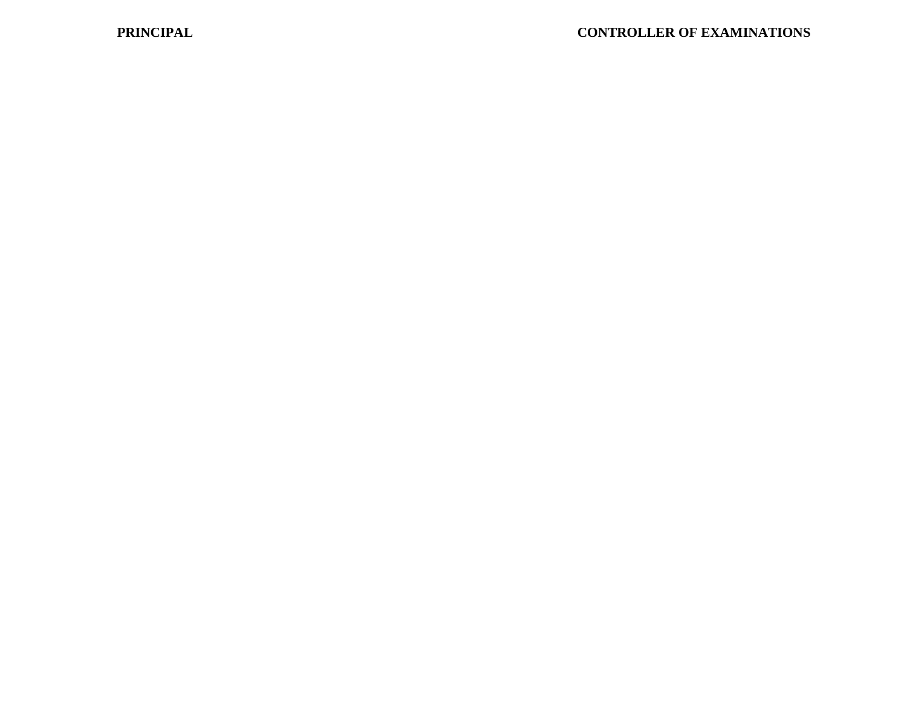**PRINCIPAL** **CONTROLLER OF EXAMINATIONS**